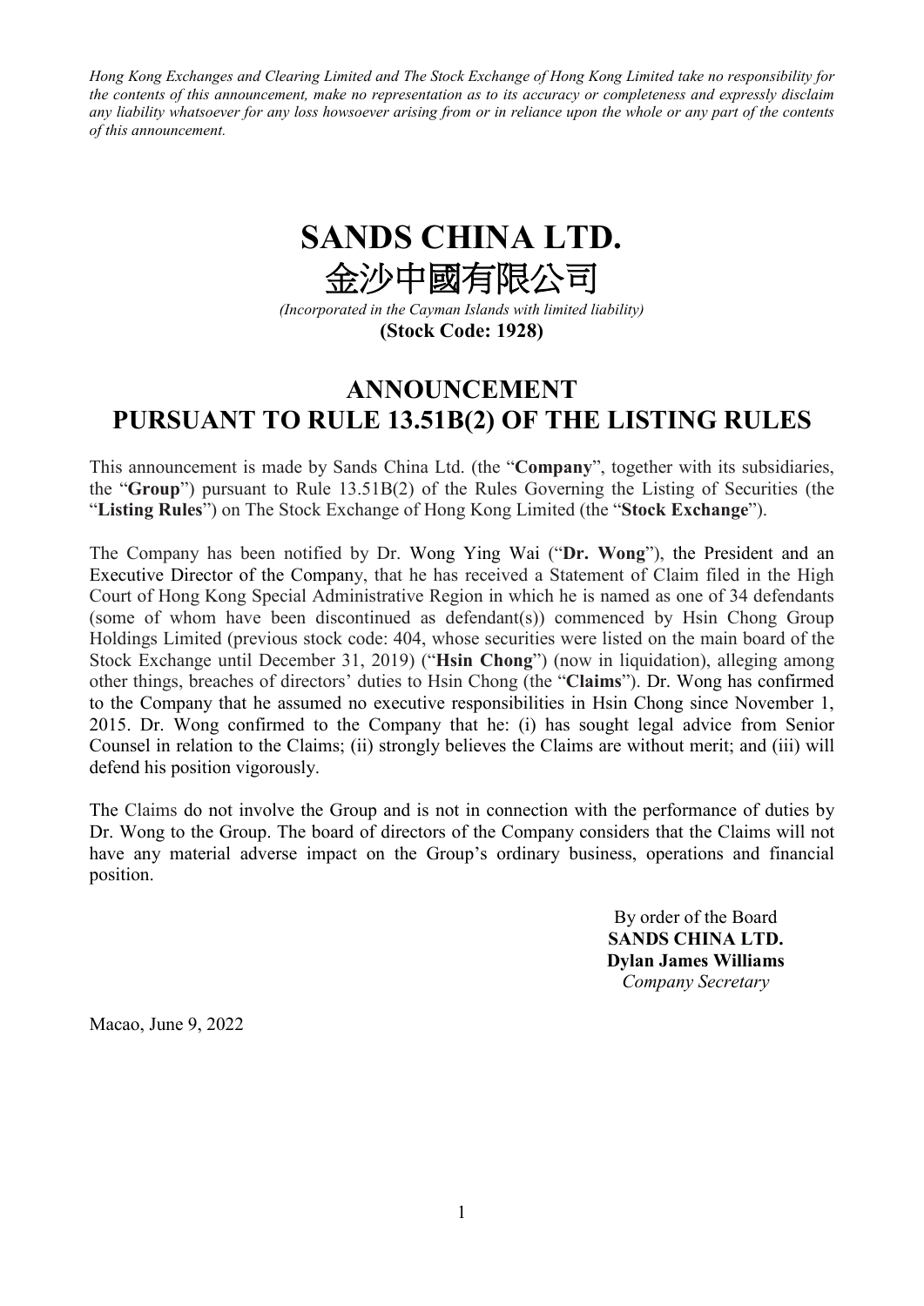*Hong Kong Exchanges and Clearing Limited and The Stock Exchange of Hong Kong Limited take no responsibility for the contents of this announcement, make no representation as to its accuracy or completeness and expressly disclaim any liability whatsoever for any loss howsoever arising from or in reliance upon the whole or any part of the contents of this announcement.*

# SANDS CHINA LTD.
# 金沙中國有限公司

*(Incorporated in the Cayman Islands with limited liability)*

**(Stock Code: 1928)**

## ANNOUNCEMENT
## PURSUANT TO RULE 13.51B(2) OF THE LISTING RULES

This announcement is made by Sands China Ltd. (the "**Company**", together with its subsidiaries, the "**Group**") pursuant to Rule 13.51B(2) of the Rules Governing the Listing of Securities (the "**Listing Rules**") on The Stock Exchange of Hong Kong Limited (the "**Stock Exchange**").

The Company has been notified by Dr. Wong Ying Wai ("**Dr. Wong**"), the President and an Executive Director of the Company, that he has received a Statement of Claim filed in the High Court of Hong Kong Special Administrative Region in which he is named as one of 34 defendants (some of whom have been discontinued as defendant(s)) commenced by Hsin Chong Group Holdings Limited (previous stock code: 404, whose securities were listed on the main board of the Stock Exchange until December 31, 2019) ("**Hsin Chong**") (now in liquidation), alleging among other things, breaches of directors' duties to Hsin Chong (the "**Claims**"). Dr. Wong has confirmed to the Company that he assumed no executive responsibilities in Hsin Chong since November 1, 2015. Dr. Wong confirmed to the Company that he: (i) has sought legal advice from Senior Counsel in relation to the Claims; (ii) strongly believes the Claims are without merit; and (iii) will defend his position vigorously.

The Claims do not involve the Group and is not in connection with the performance of duties by Dr. Wong to the Group. The board of directors of the Company considers that the Claims will not have any material adverse impact on the Group's ordinary business, operations and financial position.

By order of the Board
**SANDS CHINA LTD.**
**Dylan James Williams**
*Company Secretary*

Macao, June 9, 2022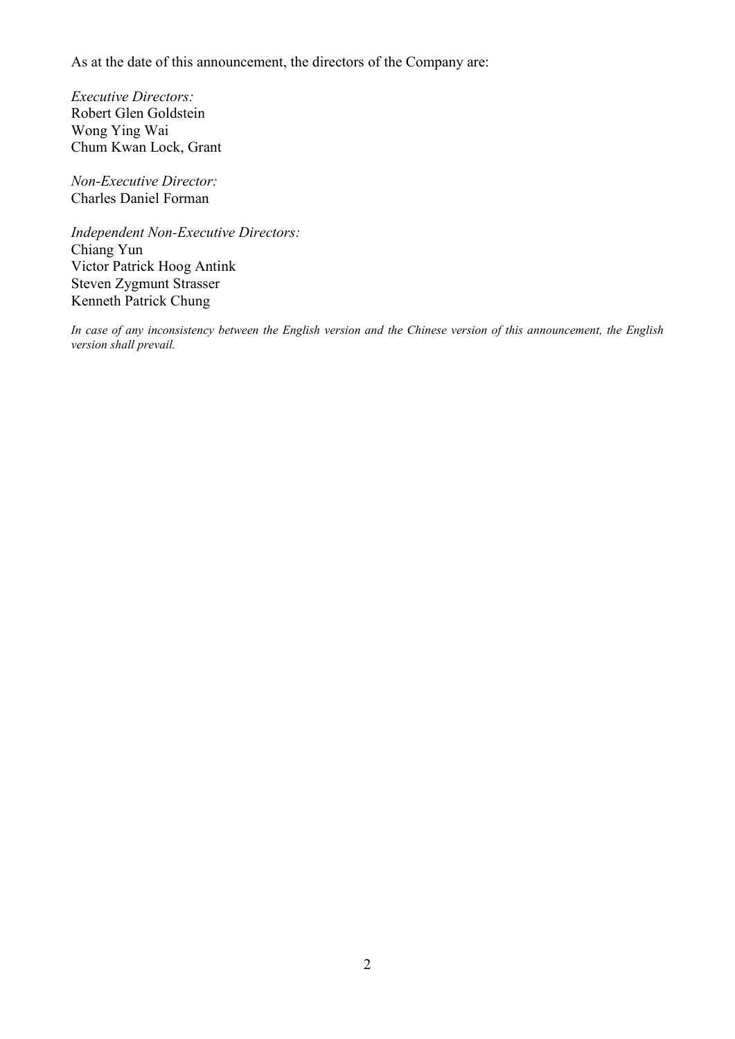As at the date of this announcement, the directors of the Company are:

*Executive Directors:*
Robert Glen Goldstein
Wong Ying Wai
Chum Kwan Lock, Grant

*Non-Executive Director:*
Charles Daniel Forman

*Independent Non-Executive Directors:*
Chiang Yun
Victor Patrick Hoog Antink
Steven Zygmunt Strasser
Kenneth Patrick Chung

*In case of any inconsistency between the English version and the Chinese version of this announcement, the English version shall prevail.*